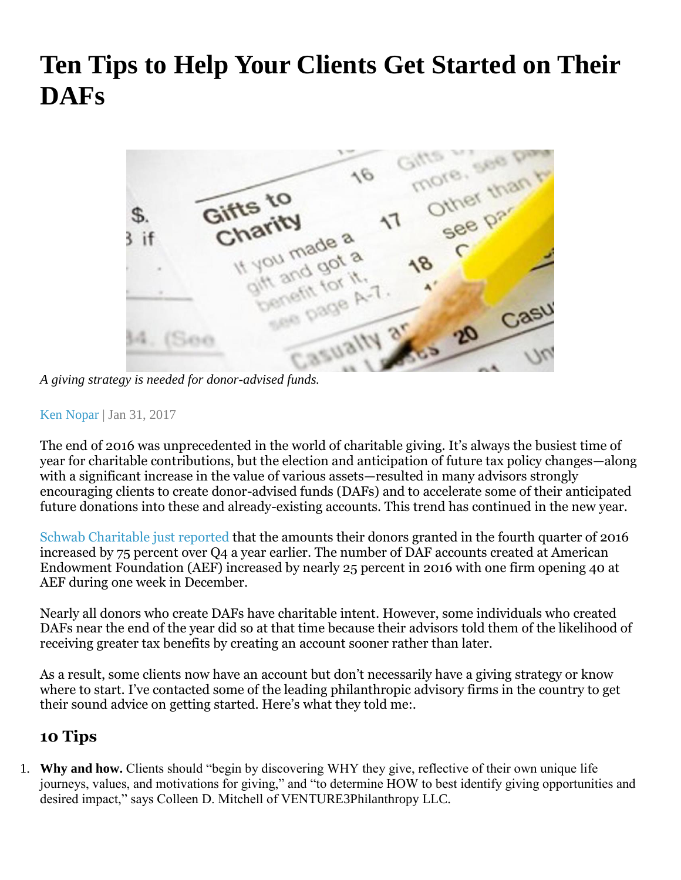# Ten Tips to Help Your Clients Get Started on Their DAFs

*A giving strategy is needed for donor-advised funds.*

Ken Nopar | Jan 31, 2017

The end of 2016 was unprecedented in the world of charitable giving. It's always the busiest time of year for charitable contributions, but the election and anticipation of future tax policy changes—along with a significant increase in the value of various assets—resulted in many advisors strongly encouraging clients to create donor-advised funds (DAFs) and to accelerate some of their anticipated future donations into these and already-existing accounts. This trend has continued in the new year.

Schwab Charitable just reported that the amounts their donors granted in the fourth quarter of 2016 increased by 75 percent over Q4 a year earlier. The number of DAF accounts created at American Endowment Foundation (AEF) increased by nearly 25 percent in 2016 with one firm opening 40 at AEF during one week in December.

Nearly all donors who create DAFs have charitable intent. However, some individuals who created DAFs near the end of the year did so at that time because their advisors told them of the likelihood of receiving greater tax benefits by creating an account sooner rather than later.

As a result, some clients now have an account but don't necessarily have a giving strategy or know where to start. I've contacted some of the leading philanthropic advisory firms in the country to get their sound advice on getting started. Here's what they told me:.

## 10 Tips

1. **Why and how.** Clients should "begin by discovering WHY they give, reflective of their own unique life journeys, values, and motivations for giving," and "to determine HOW to best identify giving opportunities and desired impact," says Colleen D. Mitchell of VENTURE3Philanthropy LLC.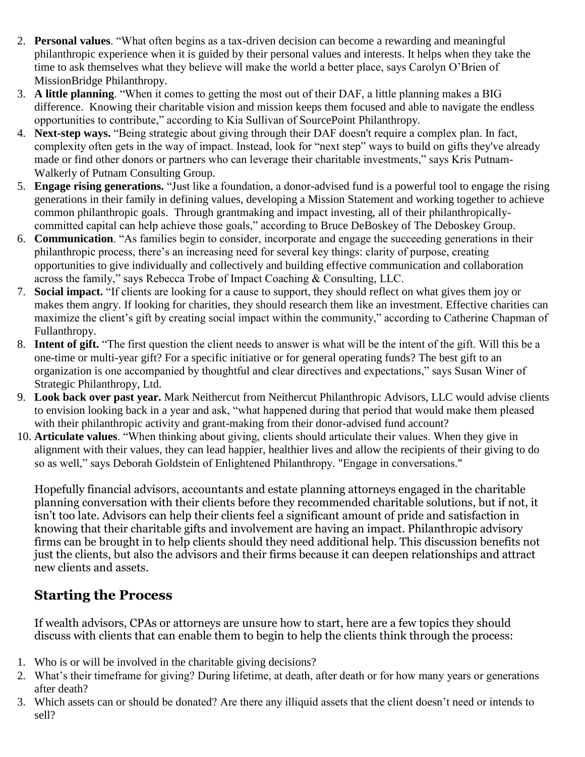2. **Personal values**. "What often begins as a tax-driven decision can become a rewarding and meaningful philanthropic experience when it is guided by their personal values and interests. It helps when they take the time to ask themselves what they believe will make the world a better place, says Carolyn O'Brien of MissionBridge Philanthropy.
3. **A little planning**. "When it comes to getting the most out of their DAF, a little planning makes a BIG difference. Knowing their charitable vision and mission keeps them focused and able to navigate the endless opportunities to contribute," according to Kia Sullivan of SourcePoint Philanthropy.
4. **Next-step ways.** "Being strategic about giving through their DAF doesn't require a complex plan. In fact, complexity often gets in the way of impact. Instead, look for "next step" ways to build on gifts they've already made or find other donors or partners who can leverage their charitable investments," says Kris Putnam-Walkerly of Putnam Consulting Group.
5. **Engage rising generations.** "Just like a foundation, a donor-advised fund is a powerful tool to engage the rising generations in their family in defining values, developing a Mission Statement and working together to achieve common philanthropic goals. Through grantmaking and impact investing, all of their philanthropically-committed capital can help achieve those goals," according to Bruce DeBoskey of The Deboskey Group.
6. **Communication**. "As families begin to consider, incorporate and engage the succeeding generations in their philanthropic process, there's an increasing need for several key things: clarity of purpose, creating opportunities to give individually and collectively and building effective communication and collaboration across the family," says Rebecca Trobe of Impact Coaching & Consulting, LLC.
7. **Social impact.** "If clients are looking for a cause to support, they should reflect on what gives them joy or makes them angry. If looking for charities, they should research them like an investment. Effective charities can maximize the client's gift by creating social impact within the community," according to Catherine Chapman of Fullanthropy.
8. **Intent of gift.** "The first question the client needs to answer is what will be the intent of the gift. Will this be a one-time or multi-year gift? For a specific initiative or for general operating funds? The best gift to an organization is one accompanied by thoughtful and clear directives and expectations," says Susan Winer of Strategic Philanthropy, Ltd.
9. **Look back over past year.** Mark Neithercut from Neithercut Philanthropic Advisors, LLC would advise clients to envision looking back in a year and ask, "what happened during that period that would make them pleased with their philanthropic activity and grant-making from their donor-advised fund account?
10. **Articulate values**. "When thinking about giving, clients should articulate their values. When they give in alignment with their values, they can lead happier, healthier lives and allow the recipients of their giving to do so as well," says Deborah Goldstein of Enlightened Philanthropy. "Engage in conversations."

Hopefully financial advisors, accountants and estate planning attorneys engaged in the charitable planning conversation with their clients before they recommended charitable solutions, but if not, it isn't too late. Advisors can help their clients feel a significant amount of pride and satisfaction in knowing that their charitable gifts and involvement are having an impact. Philanthropic advisory firms can be brought in to help clients should they need additional help. This discussion benefits not just the clients, but also the advisors and their firms because it can deepen relationships and attract new clients and assets.

## Starting the Process

If wealth advisors, CPAs or attorneys are unsure how to start, here are a few topics they should discuss with clients that can enable them to begin to help the clients think through the process:

1. Who is or will be involved in the charitable giving decisions?
2. What's their timeframe for giving? During lifetime, at death, after death or for how many years or generations after death?
3. Which assets can or should be donated? Are there any illiquid assets that the client doesn't need or intends to sell?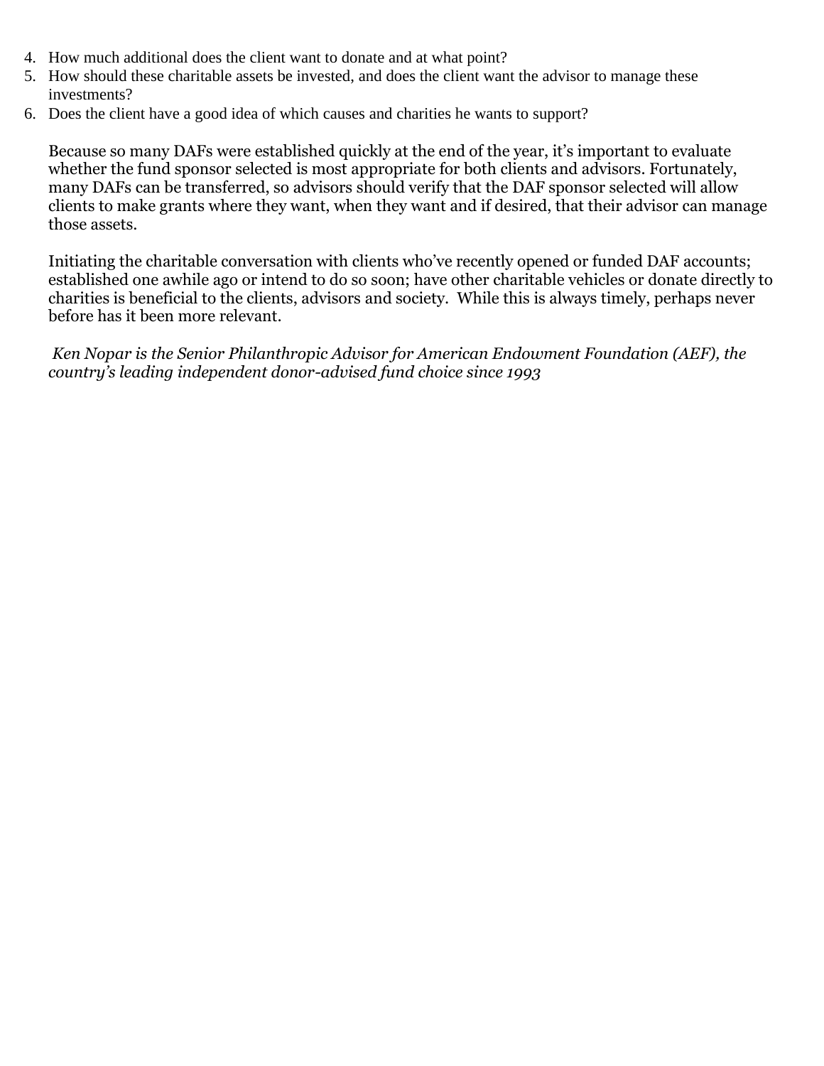4. How much additional does the client want to donate and at what point?
5. How should these charitable assets be invested, and does the client want the advisor to manage these investments?
6. Does the client have a good idea of which causes and charities he wants to support?

Because so many DAFs were established quickly at the end of the year, it's important to evaluate whether the fund sponsor selected is most appropriate for both clients and advisors. Fortunately, many DAFs can be transferred, so advisors should verify that the DAF sponsor selected will allow clients to make grants where they want, when they want and if desired, that their advisor can manage those assets.

Initiating the charitable conversation with clients who've recently opened or funded DAF accounts; established one awhile ago or intend to do so soon; have other charitable vehicles or donate directly to charities is beneficial to the clients, advisors and society. While this is always timely, perhaps never before has it been more relevant.

*Ken Nopar is the Senior Philanthropic Advisor for American Endowment Foundation (AEF), the country's leading independent donor-advised fund choice since 1993*